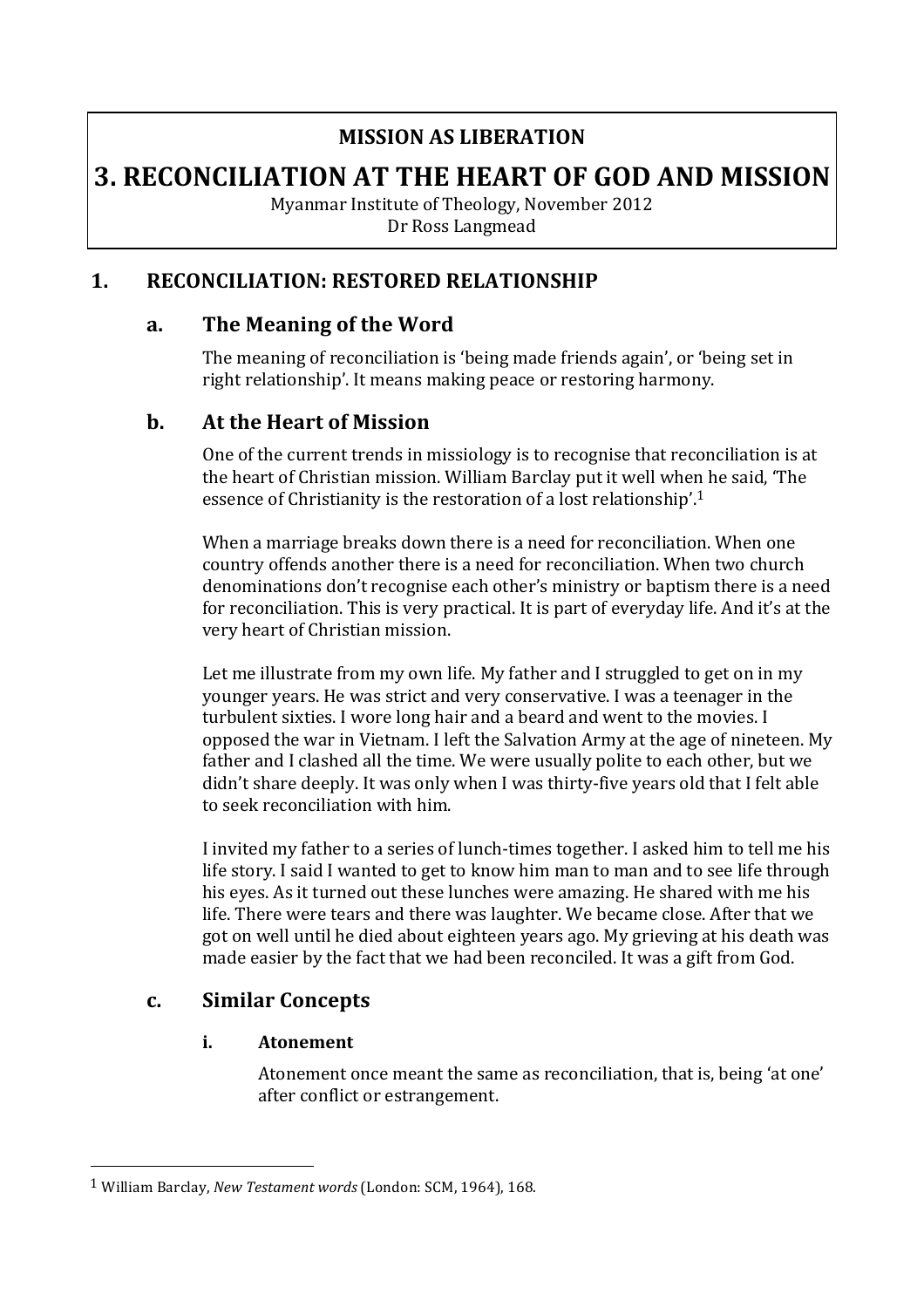**MISSION AS LIBERATION**

# 3. RECONCILIATION AT THE HEART OF GOD AND MISSION

Myanmar Institute of Theology, November 2012
Dr Ross Langmead

## 1. RECONCILIATION: RESTORED RELATIONSHIP

### a. The Meaning of the Word

The meaning of reconciliation is 'being made friends again', or 'being set in right relationship'. It means making peace or restoring harmony.

### b. At the Heart of Mission

One of the current trends in missiology is to recognise that reconciliation is at the heart of Christian mission. William Barclay put it well when he said, 'The essence of Christianity is the restoration of a lost relationship'.[1]

When a marriage breaks down there is a need for reconciliation. When one country offends another there is a need for reconciliation. When two church denominations don't recognise each other's ministry or baptism there is a need for reconciliation. This is very practical. It is part of everyday life. And it's at the very heart of Christian mission.

Let me illustrate from my own life. My father and I struggled to get on in my younger years. He was strict and very conservative. I was a teenager in the turbulent sixties. I wore long hair and a beard and went to the movies. I opposed the war in Vietnam. I left the Salvation Army at the age of nineteen. My father and I clashed all the time. We were usually polite to each other, but we didn't share deeply. It was only when I was thirty-five years old that I felt able to seek reconciliation with him.

I invited my father to a series of lunch-times together. I asked him to tell me his life story. I said I wanted to get to know him man to man and to see life through his eyes. As it turned out these lunches were amazing. He shared with me his life. There were tears and there was laughter. We became close. After that we got on well until he died about eighteen years ago. My grieving at his death was made easier by the fact that we had been reconciled. It was a gift from God.

### c. Similar Concepts

#### i. Atonement

Atonement once meant the same as reconciliation, that is, being 'at one' after conflict or estrangement.

---

[1] William Barclay, *New Testament words* (London: SCM, 1964), 168.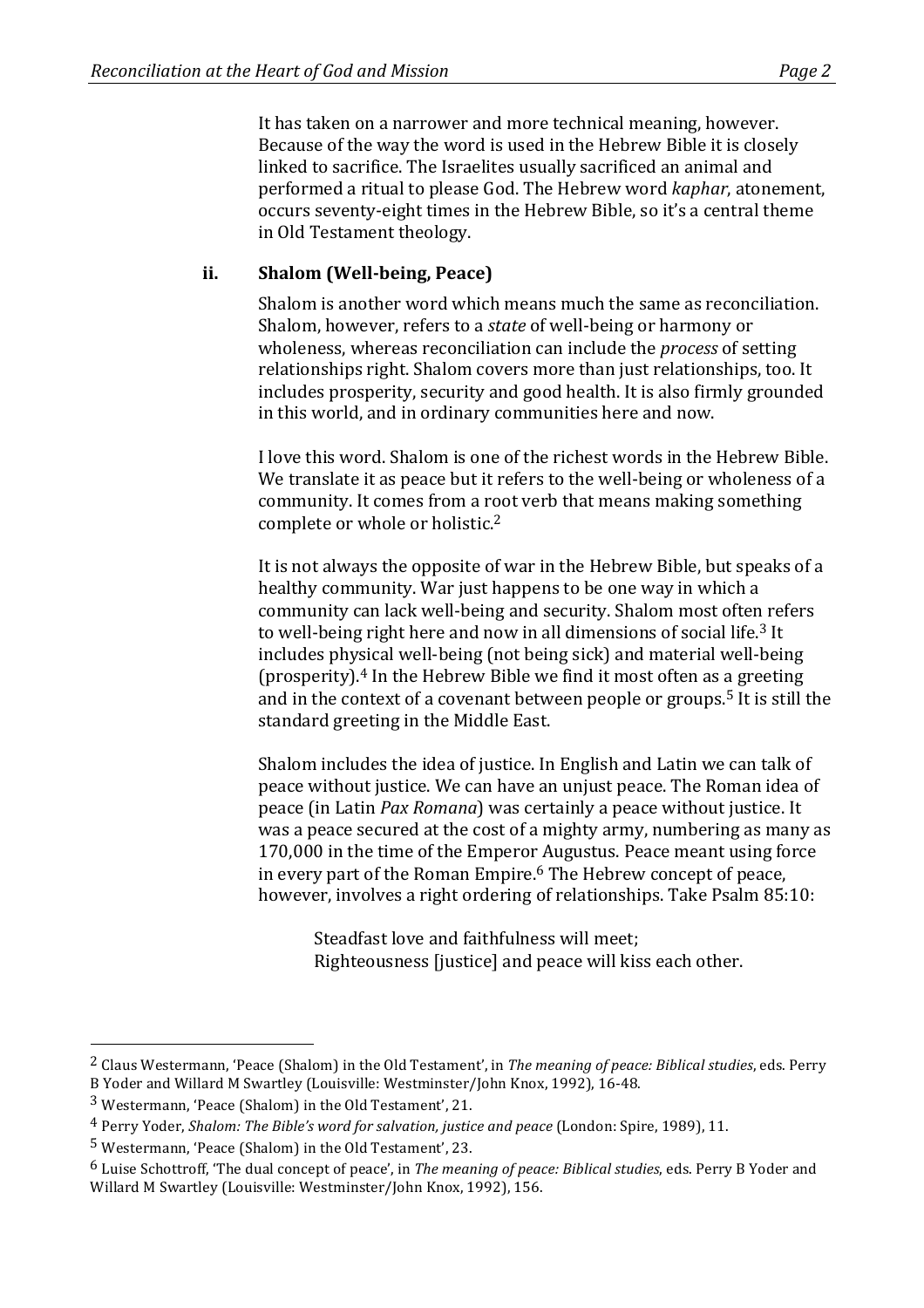It has taken on a narrower and more technical meaning, however. Because of the way the word is used in the Hebrew Bible it is closely linked to sacrifice. The Israelites usually sacrificed an animal and performed a ritual to please God. The Hebrew word *kaphar*, atonement, occurs seventy-eight times in the Hebrew Bible, so it's a central theme in Old Testament theology.

### ii. Shalom (Well-being, Peace)

Shalom is another word which means much the same as reconciliation. Shalom, however, refers to a *state* of well-being or harmony or wholeness, whereas reconciliation can include the *process* of setting relationships right. Shalom covers more than just relationships, too. It includes prosperity, security and good health. It is also firmly grounded in this world, and in ordinary communities here and now.

I love this word. Shalom is one of the richest words in the Hebrew Bible. We translate it as peace but it refers to the well-being or wholeness of a community. It comes from a root verb that means making something complete or whole or holistic.[2]

It is not always the opposite of war in the Hebrew Bible, but speaks of a healthy community. War just happens to be one way in which a community can lack well-being and security. Shalom most often refers to well-being right here and now in all dimensions of social life.[3] It includes physical well-being (not being sick) and material well-being (prosperity).[4] In the Hebrew Bible we find it most often as a greeting and in the context of a covenant between people or groups.[5] It is still the standard greeting in the Middle East.

Shalom includes the idea of justice. In English and Latin we can talk of peace without justice. We can have an unjust peace. The Roman idea of peace (in Latin *Pax Romana*) was certainly a peace without justice. It was a peace secured at the cost of a mighty army, numbering as many as 170,000 in the time of the Emperor Augustus. Peace meant using force in every part of the Roman Empire.[6] The Hebrew concept of peace, however, involves a right ordering of relationships. Take Psalm 85:10:

> Steadfast love and faithfulness will meet;
> Righteousness [justice] and peace will kiss each other.

---

[2] Claus Westermann, 'Peace (Shalom) in the Old Testament', in *The meaning of peace: Biblical studies*, eds. Perry B Yoder and Willard M Swartley (Louisville: Westminster/John Knox, 1992), 16-48.

[3] Westermann, 'Peace (Shalom) in the Old Testament', 21.

[4] Perry Yoder, *Shalom: The Bible's word for salvation, justice and peace* (London: Spire, 1989), 11.

[5] Westermann, 'Peace (Shalom) in the Old Testament', 23.

[6] Luise Schottroff, 'The dual concept of peace', in *The meaning of peace: Biblical studies*, eds. Perry B Yoder and Willard M Swartley (Louisville: Westminster/John Knox, 1992), 156.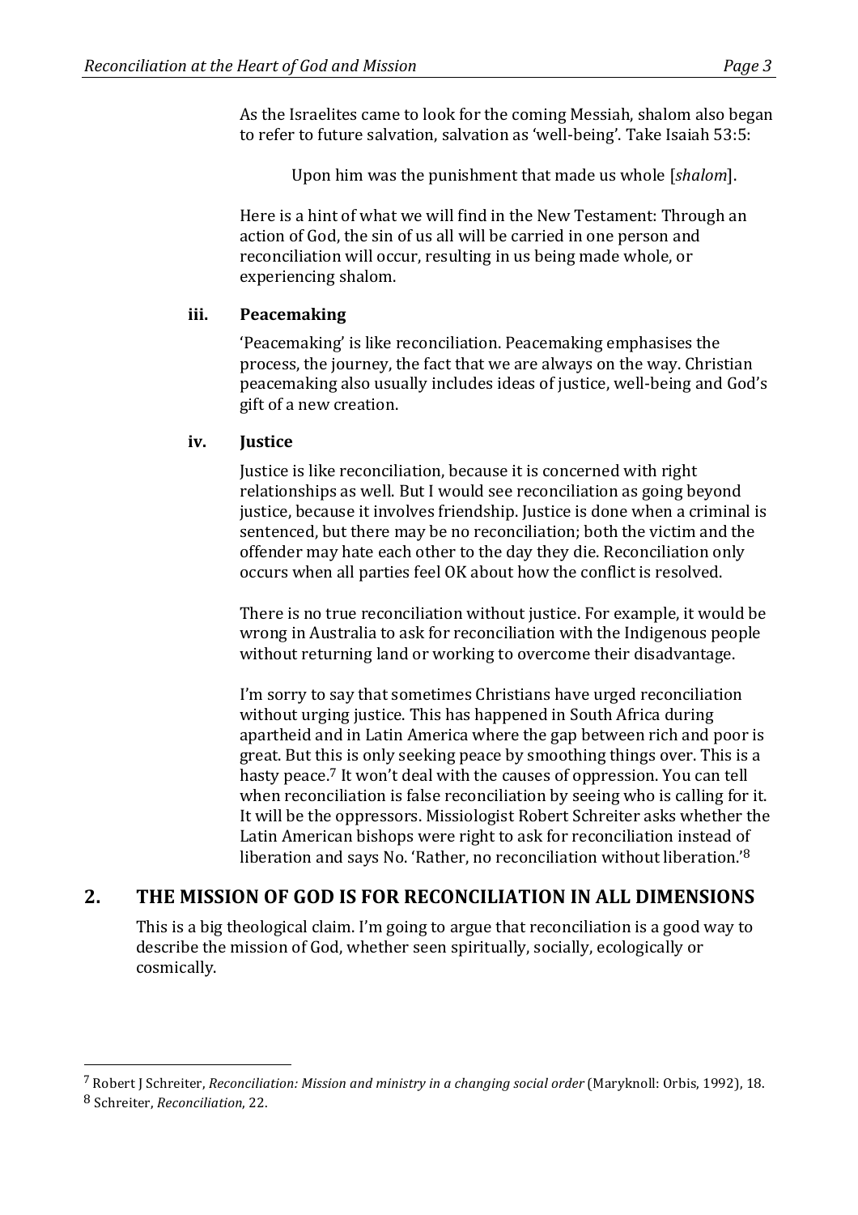As the Israelites came to look for the coming Messiah, shalom also began to refer to future salvation, salvation as 'well-being'. Take Isaiah 53:5:

> Upon him was the punishment that made us whole [*shalom*].

Here is a hint of what we will find in the New Testament: Through an action of God, the sin of us all will be carried in one person and reconciliation will occur, resulting in us being made whole, or experiencing shalom.

### iii. Peacemaking

'Peacemaking' is like reconciliation. Peacemaking emphasises the process, the journey, the fact that we are always on the way. Christian peacemaking also usually includes ideas of justice, well-being and God's gift of a new creation.

### iv. Justice

Justice is like reconciliation, because it is concerned with right relationships as well. But I would see reconciliation as going beyond justice, because it involves friendship. Justice is done when a criminal is sentenced, but there may be no reconciliation; both the victim and the offender may hate each other to the day they die. Reconciliation only occurs when all parties feel OK about how the conflict is resolved.

There is no true reconciliation without justice. For example, it would be wrong in Australia to ask for reconciliation with the Indigenous people without returning land or working to overcome their disadvantage.

I'm sorry to say that sometimes Christians have urged reconciliation without urging justice. This has happened in South Africa during apartheid and in Latin America where the gap between rich and poor is great. But this is only seeking peace by smoothing things over. This is a hasty peace.[7] It won't deal with the causes of oppression. You can tell when reconciliation is false reconciliation by seeing who is calling for it. It will be the oppressors. Missiologist Robert Schreiter asks whether the Latin American bishops were right to ask for reconciliation instead of liberation and says No. 'Rather, no reconciliation without liberation.'[8]

## 2. THE MISSION OF GOD IS FOR RECONCILIATION IN ALL DIMENSIONS

This is a big theological claim. I'm going to argue that reconciliation is a good way to describe the mission of God, whether seen spiritually, socially, ecologically or cosmically.

---

[7] Robert J Schreiter, *Reconciliation: Mission and ministry in a changing social order* (Maryknoll: Orbis, 1992), 18.

[8] Schreiter, *Reconciliation*, 22.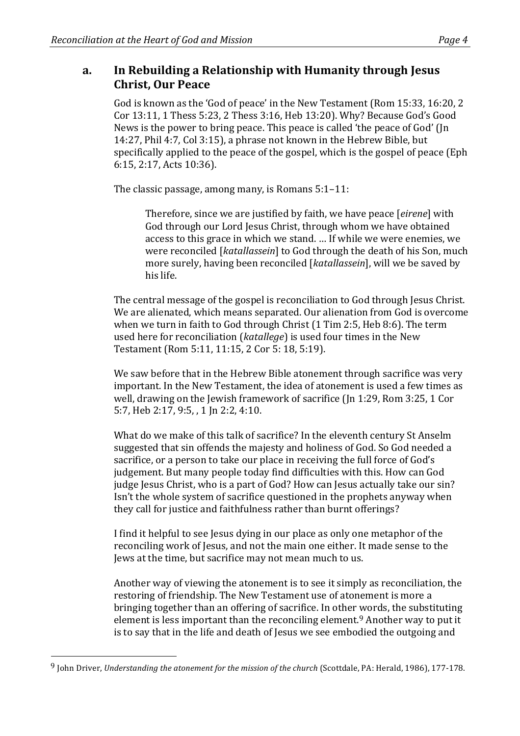## a. In Rebuilding a Relationship with Humanity through Jesus Christ, Our Peace

God is known as the 'God of peace' in the New Testament (Rom 15:33, 16:20, 2 Cor 13:11, 1 Thess 5:23, 2 Thess 3:16, Heb 13:20). Why? Because God's Good News is the power to bring peace. This peace is called 'the peace of God' (Jn 14:27, Phil 4:7, Col 3:15), a phrase not known in the Hebrew Bible, but specifically applied to the peace of the gospel, which is the gospel of peace (Eph 6:15, 2:17, Acts 10:36).

The classic passage, among many, is Romans 5:1–11:

> Therefore, since we are justified by faith, we have peace [*eirene*] with God through our Lord Jesus Christ, through whom we have obtained access to this grace in which we stand. … If while we were enemies, we were reconciled [*katallassein*] to God through the death of his Son, much more surely, having been reconciled [*katallassein*], will we be saved by his life.

The central message of the gospel is reconciliation to God through Jesus Christ. We are alienated, which means separated. Our alienation from God is overcome when we turn in faith to God through Christ (1 Tim 2:5, Heb 8:6). The term used here for reconciliation (*katallege*) is used four times in the New Testament (Rom 5:11, 11:15, 2 Cor 5: 18, 5:19).

We saw before that in the Hebrew Bible atonement through sacrifice was very important. In the New Testament, the idea of atonement is used a few times as well, drawing on the Jewish framework of sacrifice (Jn 1:29, Rom 3:25, 1 Cor 5:7, Heb 2:17, 9:5, , 1 Jn 2:2, 4:10.

What do we make of this talk of sacrifice? In the eleventh century St Anselm suggested that sin offends the majesty and holiness of God. So God needed a sacrifice, or a person to take our place in receiving the full force of God's judgement. But many people today find difficulties with this. How can God judge Jesus Christ, who is a part of God? How can Jesus actually take our sin? Isn't the whole system of sacrifice questioned in the prophets anyway when they call for justice and faithfulness rather than burnt offerings?

I find it helpful to see Jesus dying in our place as only one metaphor of the reconciling work of Jesus, and not the main one either. It made sense to the Jews at the time, but sacrifice may not mean much to us.

Another way of viewing the atonement is to see it simply as reconciliation, the restoring of friendship. The New Testament use of atonement is more a bringing together than an offering of sacrifice. In other words, the substituting element is less important than the reconciling element.[9] Another way to put it is to say that in the life and death of Jesus we see embodied the outgoing and

---

[9] John Driver, *Understanding the atonement for the mission of the church* (Scottdale, PA: Herald, 1986), 177-178.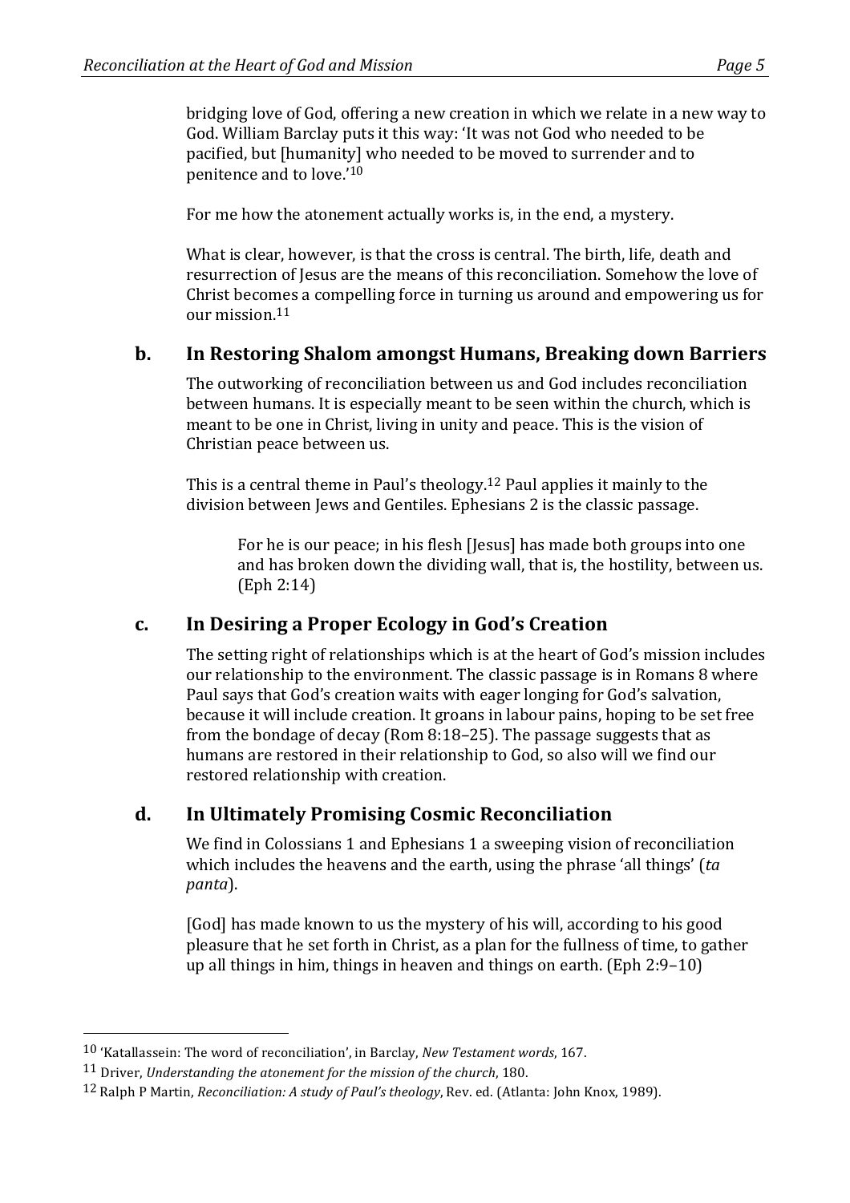bridging love of God, offering a new creation in which we relate in a new way to God. William Barclay puts it this way: 'It was not God who needed to be pacified, but [humanity] who needed to be moved to surrender and to penitence and to love.'[10]

For me how the atonement actually works is, in the end, a mystery.

What is clear, however, is that the cross is central. The birth, life, death and resurrection of Jesus are the means of this reconciliation. Somehow the love of Christ becomes a compelling force in turning us around and empowering us for our mission.[11]

## b. In Restoring Shalom amongst Humans, Breaking down Barriers

The outworking of reconciliation between us and God includes reconciliation between humans. It is especially meant to be seen within the church, which is meant to be one in Christ, living in unity and peace. This is the vision of Christian peace between us.

This is a central theme in Paul's theology.[12] Paul applies it mainly to the division between Jews and Gentiles. Ephesians 2 is the classic passage.

> For he is our peace; in his flesh [Jesus] has made both groups into one and has broken down the dividing wall, that is, the hostility, between us. (Eph 2:14)

## c. In Desiring a Proper Ecology in God's Creation

The setting right of relationships which is at the heart of God's mission includes our relationship to the environment. The classic passage is in Romans 8 where Paul says that God's creation waits with eager longing for God's salvation, because it will include creation. It groans in labour pains, hoping to be set free from the bondage of decay (Rom 8:18–25). The passage suggests that as humans are restored in their relationship to God, so also will we find our restored relationship with creation.

## d. In Ultimately Promising Cosmic Reconciliation

We find in Colossians 1 and Ephesians 1 a sweeping vision of reconciliation which includes the heavens and the earth, using the phrase 'all things' (*ta panta*).

[God] has made known to us the mystery of his will, according to his good pleasure that he set forth in Christ, as a plan for the fullness of time, to gather up all things in him, things in heaven and things on earth. (Eph 2:9–10)

---

[10] 'Katallassein: The word of reconciliation', in Barclay, *New Testament words*, 167.

[11] Driver, *Understanding the atonement for the mission of the church*, 180.

[12] Ralph P Martin, *Reconciliation: A study of Paul's theology*, Rev. ed. (Atlanta: John Knox, 1989).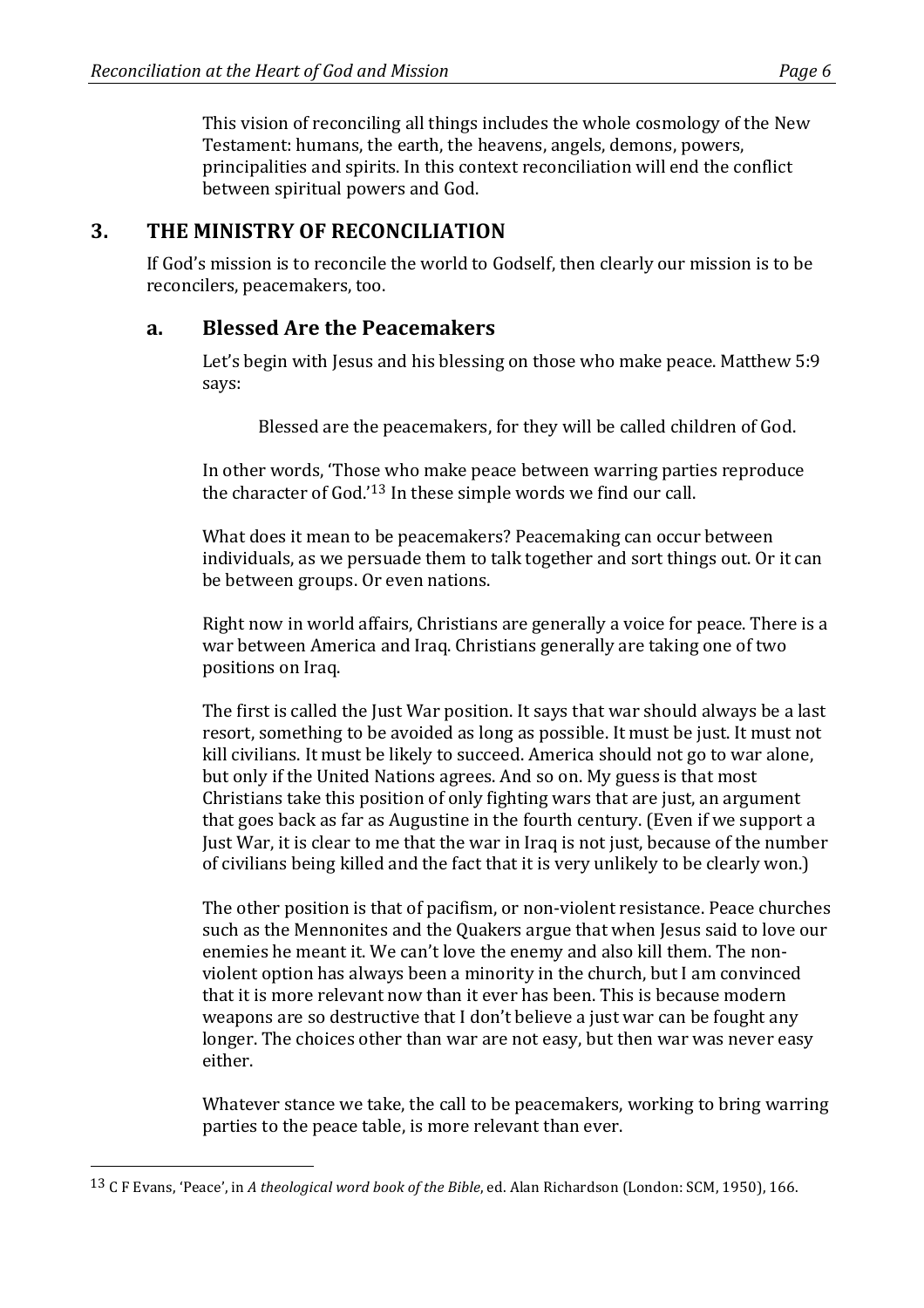This vision of reconciling all things includes the whole cosmology of the New Testament: humans, the earth, the heavens, angels, demons, powers, principalities and spirits. In this context reconciliation will end the conflict between spiritual powers and God.

## 3. THE MINISTRY OF RECONCILIATION

If God's mission is to reconcile the world to Godself, then clearly our mission is to be reconcilers, peacemakers, too.

### a. Blessed Are the Peacemakers

Let's begin with Jesus and his blessing on those who make peace. Matthew 5:9 says:

> Blessed are the peacemakers, for they will be called children of God.

In other words, 'Those who make peace between warring parties reproduce the character of God.'[13] In these simple words we find our call.

What does it mean to be peacemakers? Peacemaking can occur between individuals, as we persuade them to talk together and sort things out. Or it can be between groups. Or even nations.

Right now in world affairs, Christians are generally a voice for peace. There is a war between America and Iraq. Christians generally are taking one of two positions on Iraq.

The first is called the Just War position. It says that war should always be a last resort, something to be avoided as long as possible. It must be just. It must not kill civilians. It must be likely to succeed. America should not go to war alone, but only if the United Nations agrees. And so on. My guess is that most Christians take this position of only fighting wars that are just, an argument that goes back as far as Augustine in the fourth century. (Even if we support a Just War, it is clear to me that the war in Iraq is not just, because of the number of civilians being killed and the fact that it is very unlikely to be clearly won.)

The other position is that of pacifism, or non-violent resistance. Peace churches such as the Mennonites and the Quakers argue that when Jesus said to love our enemies he meant it. We can't love the enemy and also kill them. The non-violent option has always been a minority in the church, but I am convinced that it is more relevant now than it ever has been. This is because modern weapons are so destructive that I don't believe a just war can be fought any longer. The choices other than war are not easy, but then war was never easy either.

Whatever stance we take, the call to be peacemakers, working to bring warring parties to the peace table, is more relevant than ever.

---

[13] C F Evans, 'Peace', in *A theological word book of the Bible*, ed. Alan Richardson (London: SCM, 1950), 166.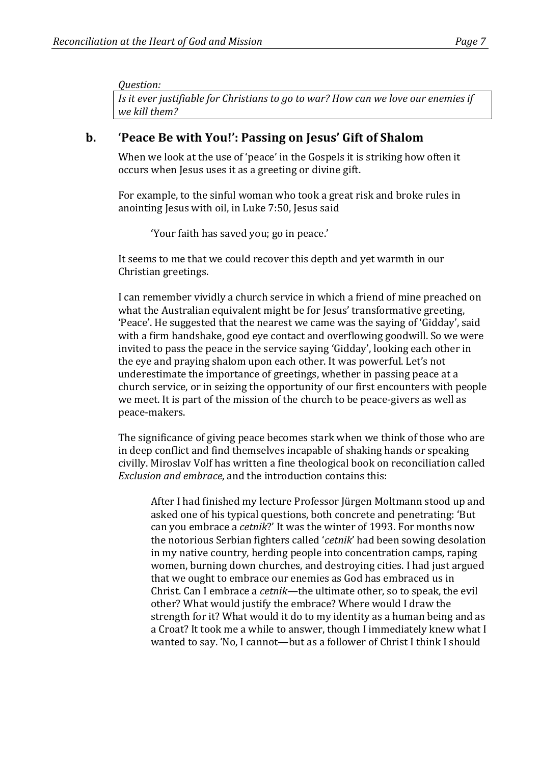*Question:*

*Is it ever justifiable for Christians to go to war? How can we love our enemies if we kill them?*

## b. 'Peace Be with You!': Passing on Jesus' Gift of Shalom

When we look at the use of 'peace' in the Gospels it is striking how often it occurs when Jesus uses it as a greeting or divine gift.

For example, to the sinful woman who took a great risk and broke rules in anointing Jesus with oil, in Luke 7:50, Jesus said

> 'Your faith has saved you; go in peace.'

It seems to me that we could recover this depth and yet warmth in our Christian greetings.

I can remember vividly a church service in which a friend of mine preached on what the Australian equivalent might be for Jesus' transformative greeting, 'Peace'. He suggested that the nearest we came was the saying of 'Gidday', said with a firm handshake, good eye contact and overflowing goodwill. So we were invited to pass the peace in the service saying 'Gidday', looking each other in the eye and praying shalom upon each other. It was powerful. Let's not underestimate the importance of greetings, whether in passing peace at a church service, or in seizing the opportunity of our first encounters with people we meet. It is part of the mission of the church to be peace-givers as well as peace-makers.

The significance of giving peace becomes stark when we think of those who are in deep conflict and find themselves incapable of shaking hands or speaking civilly. Miroslav Volf has written a fine theological book on reconciliation called *Exclusion and embrace*, and the introduction contains this:

> After I had finished my lecture Professor Jürgen Moltmann stood up and asked one of his typical questions, both concrete and penetrating: 'But can you embrace a *cetnik*?' It was the winter of 1993. For months now the notorious Serbian fighters called '*cetnik*' had been sowing desolation in my native country, herding people into concentration camps, raping women, burning down churches, and destroying cities. I had just argued that we ought to embrace our enemies as God has embraced us in Christ. Can I embrace a *cetnik*—the ultimate other, so to speak, the evil other? What would justify the embrace? Where would I draw the strength for it? What would it do to my identity as a human being and as a Croat? It took me a while to answer, though I immediately knew what I wanted to say. 'No, I cannot—but as a follower of Christ I think I should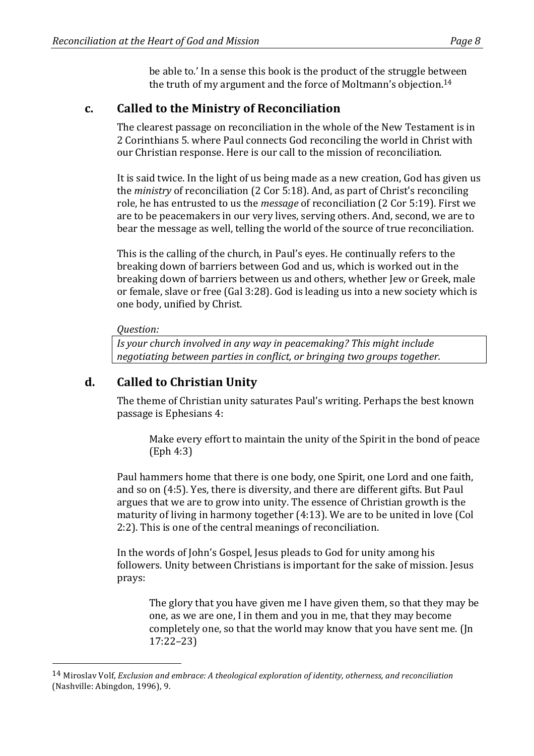be able to.' In a sense this book is the product of the struggle between the truth of my argument and the force of Moltmann's objection.[14]

## c. Called to the Ministry of Reconciliation

The clearest passage on reconciliation in the whole of the New Testament is in 2 Corinthians 5. where Paul connects God reconciling the world in Christ with our Christian response. Here is our call to the mission of reconciliation.

It is said twice. In the light of us being made as a new creation, God has given us the *ministry* of reconciliation (2 Cor 5:18). And, as part of Christ's reconciling role, he has entrusted to us the *message* of reconciliation (2 Cor 5:19). First we are to be peacemakers in our very lives, serving others. And, second, we are to bear the message as well, telling the world of the source of true reconciliation.

This is the calling of the church, in Paul's eyes. He continually refers to the breaking down of barriers between God and us, which is worked out in the breaking down of barriers between us and others, whether Jew or Greek, male or female, slave or free (Gal 3:28). God is leading us into a new society which is one body, unified by Christ.

*Question:*

*Is your church involved in any way in peacemaking? This might include negotiating between parties in conflict, or bringing two groups together.*

## d. Called to Christian Unity

The theme of Christian unity saturates Paul's writing. Perhaps the best known passage is Ephesians 4:

> Make every effort to maintain the unity of the Spirit in the bond of peace (Eph 4:3)

Paul hammers home that there is one body, one Spirit, one Lord and one faith, and so on (4:5). Yes, there is diversity, and there are different gifts. But Paul argues that we are to grow into unity. The essence of Christian growth is the maturity of living in harmony together (4:13). We are to be united in love (Col 2:2). This is one of the central meanings of reconciliation.

In the words of John's Gospel, Jesus pleads to God for unity among his followers. Unity between Christians is important for the sake of mission. Jesus prays:

> The glory that you have given me I have given them, so that they may be one, as we are one, I in them and you in me, that they may become completely one, so that the world may know that you have sent me. (Jn 17:22–23)

---

[14] Miroslav Volf, *Exclusion and embrace: A theological exploration of identity, otherness, and reconciliation* (Nashville: Abingdon, 1996), 9.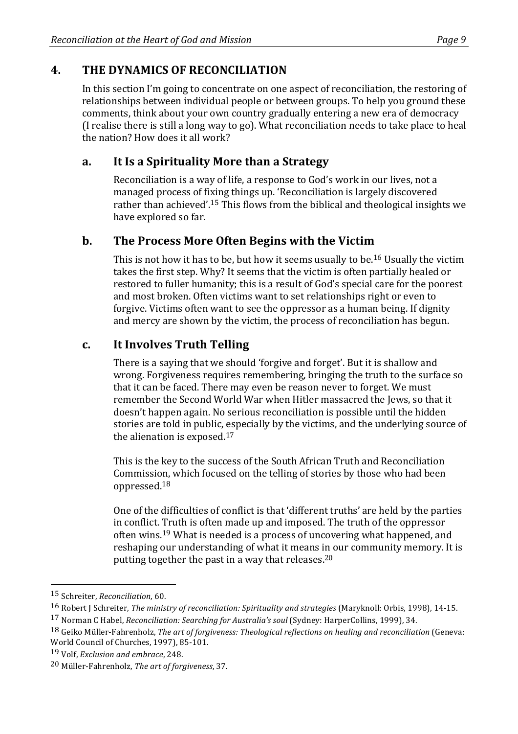## 4. THE DYNAMICS OF RECONCILIATION

In this section I'm going to concentrate on one aspect of reconciliation, the restoring of relationships between individual people or between groups. To help you ground these comments, think about your own country gradually entering a new era of democracy (I realise there is still a long way to go). What reconciliation needs to take place to heal the nation? How does it all work?

### a. It Is a Spirituality More than a Strategy

Reconciliation is a way of life, a response to God's work in our lives, not a managed process of fixing things up. 'Reconciliation is largely discovered rather than achieved'.[15] This flows from the biblical and theological insights we have explored so far.

### b. The Process More Often Begins with the Victim

This is not how it has to be, but how it seems usually to be.[16] Usually the victim takes the first step. Why? It seems that the victim is often partially healed or restored to fuller humanity; this is a result of God's special care for the poorest and most broken. Often victims want to set relationships right or even to forgive. Victims often want to see the oppressor as a human being. If dignity and mercy are shown by the victim, the process of reconciliation has begun.

### c. It Involves Truth Telling

There is a saying that we should 'forgive and forget'. But it is shallow and wrong. Forgiveness requires remembering, bringing the truth to the surface so that it can be faced. There may even be reason never to forget. We must remember the Second World War when Hitler massacred the Jews, so that it doesn't happen again. No serious reconciliation is possible until the hidden stories are told in public, especially by the victims, and the underlying source of the alienation is exposed.[17]

This is the key to the success of the South African Truth and Reconciliation Commission, which focused on the telling of stories by those who had been oppressed.[18]

One of the difficulties of conflict is that 'different truths' are held by the parties in conflict. Truth is often made up and imposed. The truth of the oppressor often wins.[19] What is needed is a process of uncovering what happened, and reshaping our understanding of what it means in our community memory. It is putting together the past in a way that releases.[20]

---

[15] Schreiter, *Reconciliation*, 60.

[16] Robert J Schreiter, *The ministry of reconciliation: Spirituality and strategies* (Maryknoll: Orbis, 1998), 14-15.

[17] Norman C Habel, *Reconciliation: Searching for Australia's soul* (Sydney: HarperCollins, 1999), 34.

[18] Geiko Müller-Fahrenholz, *The art of forgiveness: Theological reflections on healing and reconciliation* (Geneva: World Council of Churches, 1997), 85-101.

[19] Volf, *Exclusion and embrace*, 248.

[20] Müller-Fahrenholz, *The art of forgiveness*, 37.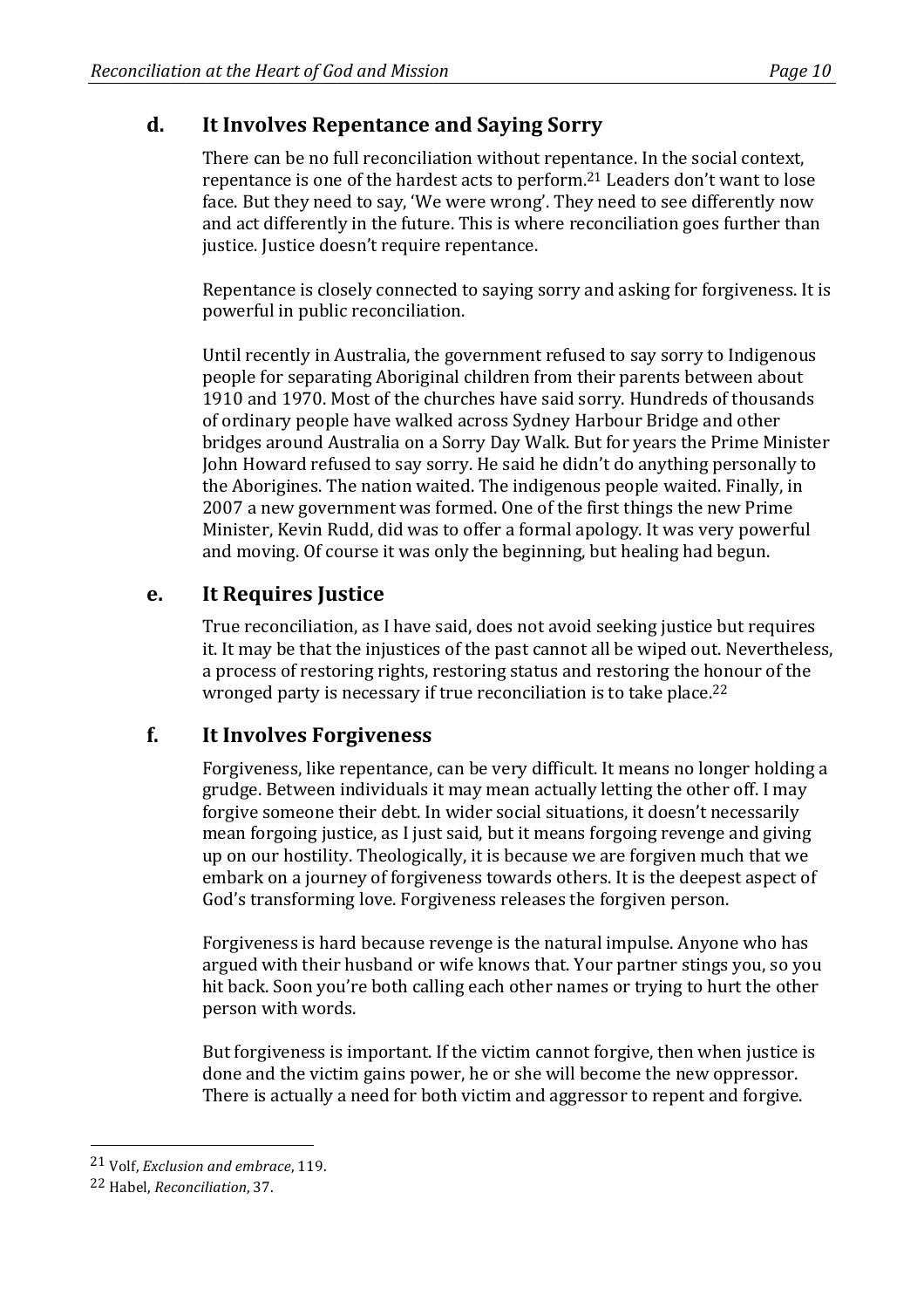## d. It Involves Repentance and Saying Sorry

There can be no full reconciliation without repentance. In the social context, repentance is one of the hardest acts to perform.[21] Leaders don't want to lose face. But they need to say, 'We were wrong'. They need to see differently now and act differently in the future. This is where reconciliation goes further than justice. Justice doesn't require repentance.

Repentance is closely connected to saying sorry and asking for forgiveness. It is powerful in public reconciliation.

Until recently in Australia, the government refused to say sorry to Indigenous people for separating Aboriginal children from their parents between about 1910 and 1970. Most of the churches have said sorry. Hundreds of thousands of ordinary people have walked across Sydney Harbour Bridge and other bridges around Australia on a Sorry Day Walk. But for years the Prime Minister John Howard refused to say sorry. He said he didn't do anything personally to the Aborigines. The nation waited. The indigenous people waited. Finally, in 2007 a new government was formed. One of the first things the new Prime Minister, Kevin Rudd, did was to offer a formal apology. It was very powerful and moving. Of course it was only the beginning, but healing had begun.

## e. It Requires Justice

True reconciliation, as I have said, does not avoid seeking justice but requires it. It may be that the injustices of the past cannot all be wiped out. Nevertheless, a process of restoring rights, restoring status and restoring the honour of the wronged party is necessary if true reconciliation is to take place.[22]

## f. It Involves Forgiveness

Forgiveness, like repentance, can be very difficult. It means no longer holding a grudge. Between individuals it may mean actually letting the other off. I may forgive someone their debt. In wider social situations, it doesn't necessarily mean forgoing justice, as I just said, but it means forgoing revenge and giving up on our hostility. Theologically, it is because we are forgiven much that we embark on a journey of forgiveness towards others. It is the deepest aspect of God's transforming love. Forgiveness releases the forgiven person.

Forgiveness is hard because revenge is the natural impulse. Anyone who has argued with their husband or wife knows that. Your partner stings you, so you hit back. Soon you're both calling each other names or trying to hurt the other person with words.

But forgiveness is important. If the victim cannot forgive, then when justice is done and the victim gains power, he or she will become the new oppressor. There is actually a need for both victim and aggressor to repent and forgive.

---

[21] Volf, *Exclusion and embrace*, 119.

[22] Habel, *Reconciliation*, 37.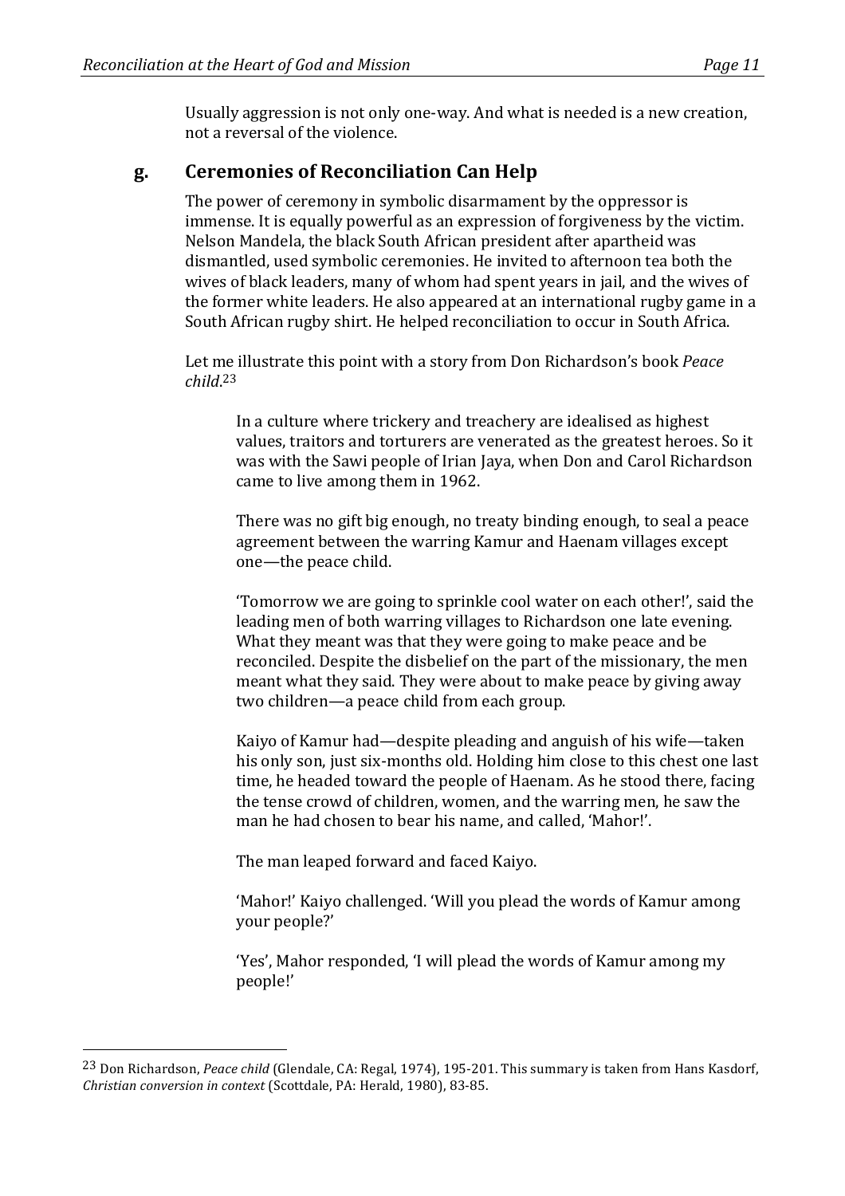Usually aggression is not only one-way. And what is needed is a new creation, not a reversal of the violence.

## g. Ceremonies of Reconciliation Can Help

The power of ceremony in symbolic disarmament by the oppressor is immense. It is equally powerful as an expression of forgiveness by the victim. Nelson Mandela, the black South African president after apartheid was dismantled, used symbolic ceremonies. He invited to afternoon tea both the wives of black leaders, many of whom had spent years in jail, and the wives of the former white leaders. He also appeared at an international rugby game in a South African rugby shirt. He helped reconciliation to occur in South Africa.

Let me illustrate this point with a story from Don Richardson's book *Peace child*.[23]

> In a culture where trickery and treachery are idealised as highest values, traitors and torturers are venerated as the greatest heroes. So it was with the Sawi people of Irian Jaya, when Don and Carol Richardson came to live among them in 1962.
>
> There was no gift big enough, no treaty binding enough, to seal a peace agreement between the warring Kamur and Haenam villages except one—the peace child.
>
> 'Tomorrow we are going to sprinkle cool water on each other!', said the leading men of both warring villages to Richardson one late evening. What they meant was that they were going to make peace and be reconciled. Despite the disbelief on the part of the missionary, the men meant what they said. They were about to make peace by giving away two children—a peace child from each group.
>
> Kaiyo of Kamur had—despite pleading and anguish of his wife—taken his only son, just six-months old. Holding him close to this chest one last time, he headed toward the people of Haenam. As he stood there, facing the tense crowd of children, women, and the warring men, he saw the man he had chosen to bear his name, and called, 'Mahor!'.
>
> The man leaped forward and faced Kaiyo.
>
> 'Mahor!' Kaiyo challenged. 'Will you plead the words of Kamur among your people?'
>
> 'Yes', Mahor responded, 'I will plead the words of Kamur among my people!'

---

[23] Don Richardson, *Peace child* (Glendale, CA: Regal, 1974), 195-201. This summary is taken from Hans Kasdorf, *Christian conversion in context* (Scottdale, PA: Herald, 1980), 83-85.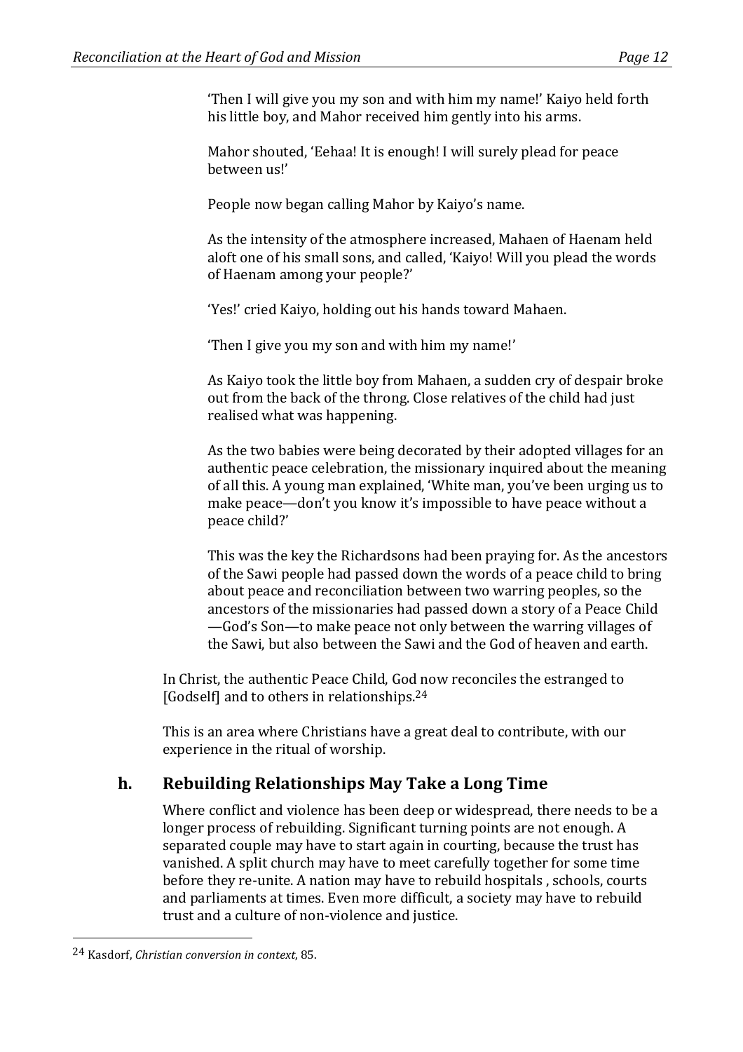> 'Then I will give you my son and with him my name!' Kaiyo held forth his little boy, and Mahor received him gently into his arms.
>
> Mahor shouted, 'Eehaa! It is enough! I will surely plead for peace between us!'
>
> People now began calling Mahor by Kaiyo's name.
>
> As the intensity of the atmosphere increased, Mahaen of Haenam held aloft one of his small sons, and called, 'Kaiyo! Will you plead the words of Haenam among your people?'
>
> 'Yes!' cried Kaiyo, holding out his hands toward Mahaen.
>
> 'Then I give you my son and with him my name!'
>
> As Kaiyo took the little boy from Mahaen, a sudden cry of despair broke out from the back of the throng. Close relatives of the child had just realised what was happening.
>
> As the two babies were being decorated by their adopted villages for an authentic peace celebration, the missionary inquired about the meaning of all this. A young man explained, 'White man, you've been urging us to make peace—don't you know it's impossible to have peace without a peace child?'
>
> This was the key the Richardsons had been praying for. As the ancestors of the Sawi people had passed down the words of a peace child to bring about peace and reconciliation between two warring peoples, so the ancestors of the missionaries had passed down a story of a Peace Child —God's Son—to make peace not only between the warring villages of the Sawi, but also between the Sawi and the God of heaven and earth.

In Christ, the authentic Peace Child, God now reconciles the estranged to [Godself] and to others in relationships.[24]

This is an area where Christians have a great deal to contribute, with our experience in the ritual of worship.

## h. Rebuilding Relationships May Take a Long Time

Where conflict and violence has been deep or widespread, there needs to be a longer process of rebuilding. Significant turning points are not enough. A separated couple may have to start again in courting, because the trust has vanished. A split church may have to meet carefully together for some time before they re-unite. A nation may have to rebuild hospitals , schools, courts and parliaments at times. Even more difficult, a society may have to rebuild trust and a culture of non-violence and justice.

---

[24] Kasdorf, *Christian conversion in context*, 85.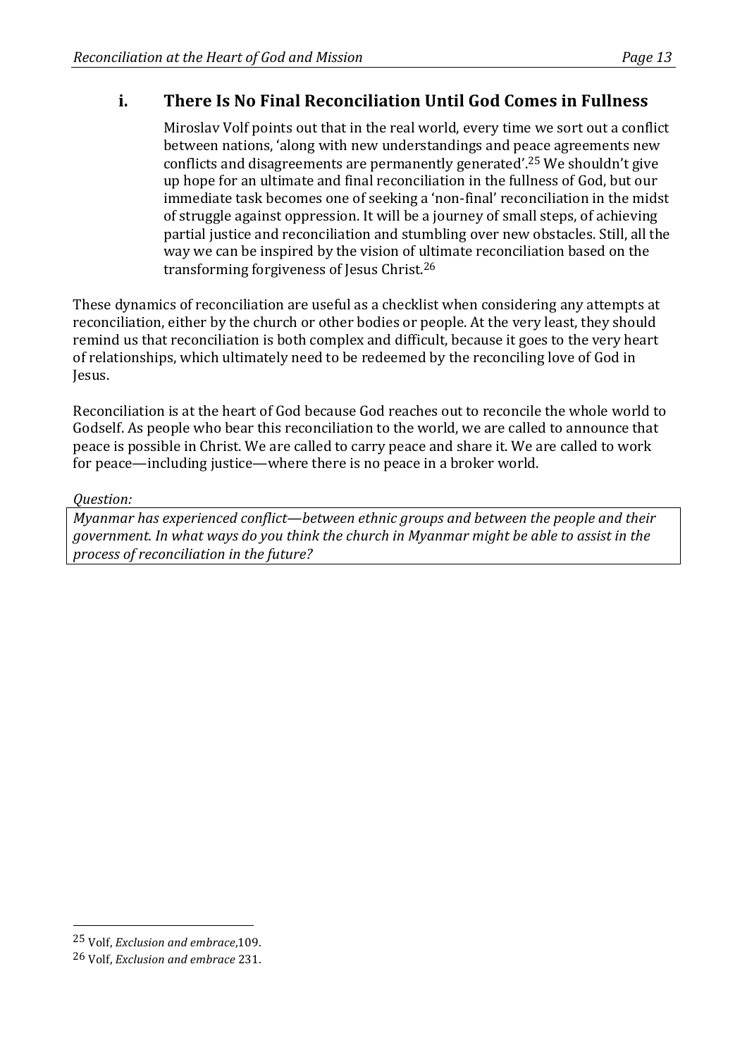### i. There Is No Final Reconciliation Until God Comes in Fullness

Miroslav Volf points out that in the real world, every time we sort out a conflict between nations, 'along with new understandings and peace agreements new conflicts and disagreements are permanently generated'.[25] We shouldn't give up hope for an ultimate and final reconciliation in the fullness of God, but our immediate task becomes one of seeking a 'non-final' reconciliation in the midst of struggle against oppression. It will be a journey of small steps, of achieving partial justice and reconciliation and stumbling over new obstacles. Still, all the way we can be inspired by the vision of ultimate reconciliation based on the transforming forgiveness of Jesus Christ.[26]

These dynamics of reconciliation are useful as a checklist when considering any attempts at reconciliation, either by the church or other bodies or people. At the very least, they should remind us that reconciliation is both complex and difficult, because it goes to the very heart of relationships, which ultimately need to be redeemed by the reconciling love of God in Jesus.

Reconciliation is at the heart of God because God reaches out to reconcile the whole world to Godself. As people who bear this reconciliation to the world, we are called to announce that peace is possible in Christ. We are called to carry peace and share it. We are called to work for peace—including justice—where there is no peace in a broker world.

*Question:*

*Myanmar has experienced conflict—between ethnic groups and between the people and their government. In what ways do you think the church in Myanmar might be able to assist in the process of reconciliation in the future?*

---

[25] Volf, *Exclusion and embrace*,109.

[26] Volf, *Exclusion and embrace* 231.